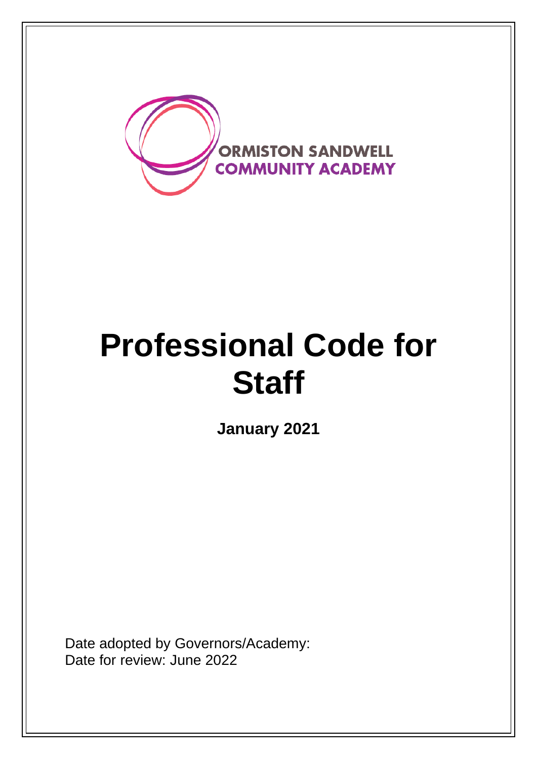ORMISTON SANDWELL COMMUNITY ACADEMY

# Professional Code for Staff

**January 2021**

Date adopted by Governors/Academy:
Date for review: June 2022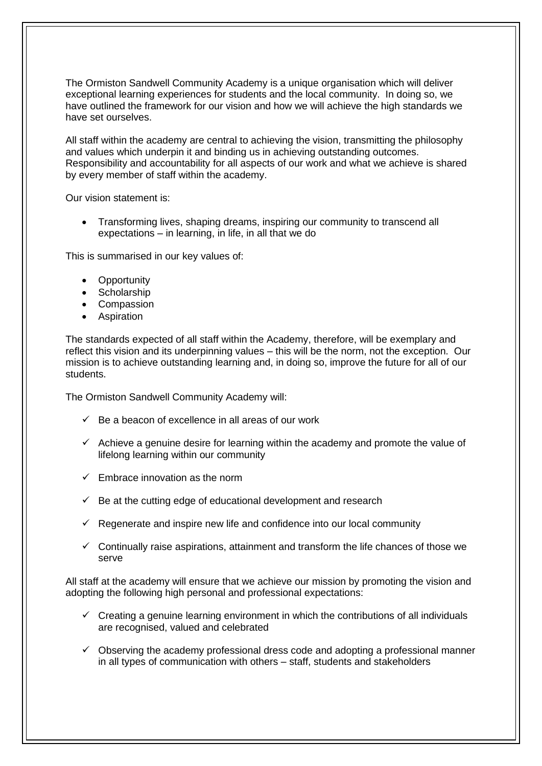The Ormiston Sandwell Community Academy is a unique organisation which will deliver exceptional learning experiences for students and the local community. In doing so, we have outlined the framework for our vision and how we will achieve the high standards we have set ourselves.

All staff within the academy are central to achieving the vision, transmitting the philosophy and values which underpin it and binding us in achieving outstanding outcomes. Responsibility and accountability for all aspects of our work and what we achieve is shared by every member of staff within the academy.

Our vision statement is:

- Transforming lives, shaping dreams, inspiring our community to transcend all expectations – in learning, in life, in all that we do

This is summarised in our key values of:

- Opportunity
- Scholarship
- Compassion
- Aspiration

The standards expected of all staff within the Academy, therefore, will be exemplary and reflect this vision and its underpinning values – this will be the norm, not the exception. Our mission is to achieve outstanding learning and, in doing so, improve the future for all of our students.

The Ormiston Sandwell Community Academy will:

- ✓ Be a beacon of excellence in all areas of our work
- ✓ Achieve a genuine desire for learning within the academy and promote the value of lifelong learning within our community
- ✓ Embrace innovation as the norm
- ✓ Be at the cutting edge of educational development and research
- ✓ Regenerate and inspire new life and confidence into our local community
- ✓ Continually raise aspirations, attainment and transform the life chances of those we serve

All staff at the academy will ensure that we achieve our mission by promoting the vision and adopting the following high personal and professional expectations:

- ✓ Creating a genuine learning environment in which the contributions of all individuals are recognised, valued and celebrated
- ✓ Observing the academy professional dress code and adopting a professional manner in all types of communication with others – staff, students and stakeholders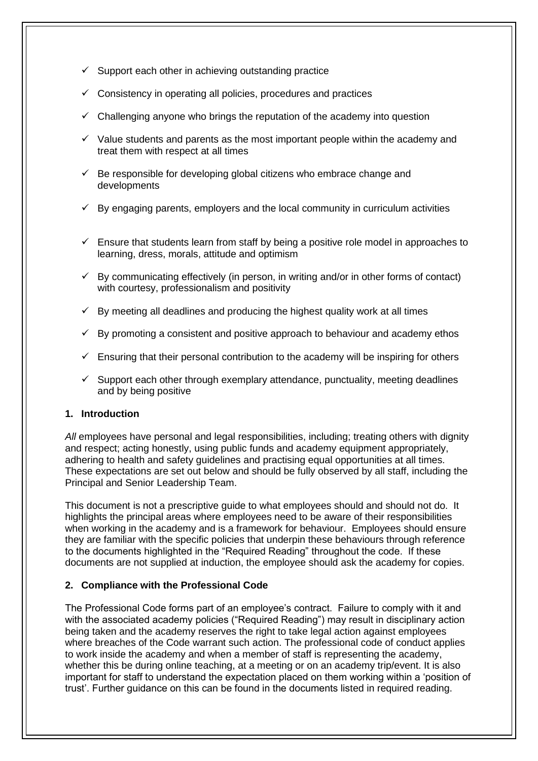- ✓ Support each other in achieving outstanding practice
- ✓ Consistency in operating all policies, procedures and practices
- ✓ Challenging anyone who brings the reputation of the academy into question
- ✓ Value students and parents as the most important people within the academy and treat them with respect at all times
- ✓ Be responsible for developing global citizens who embrace change and developments
- ✓ By engaging parents, employers and the local community in curriculum activities
- ✓ Ensure that students learn from staff by being a positive role model in approaches to learning, dress, morals, attitude and optimism
- ✓ By communicating effectively (in person, in writing and/or in other forms of contact) with courtesy, professionalism and positivity
- ✓ By meeting all deadlines and producing the highest quality work at all times
- ✓ By promoting a consistent and positive approach to behaviour and academy ethos
- ✓ Ensuring that their personal contribution to the academy will be inspiring for others
- ✓ Support each other through exemplary attendance, punctuality, meeting deadlines and by being positive

## 1. Introduction

*All* employees have personal and legal responsibilities, including; treating others with dignity and respect; acting honestly, using public funds and academy equipment appropriately, adhering to health and safety guidelines and practising equal opportunities at all times. These expectations are set out below and should be fully observed by all staff, including the Principal and Senior Leadership Team.

This document is not a prescriptive guide to what employees should and should not do. It highlights the principal areas where employees need to be aware of their responsibilities when working in the academy and is a framework for behaviour. Employees should ensure they are familiar with the specific policies that underpin these behaviours through reference to the documents highlighted in the "Required Reading" throughout the code. If these documents are not supplied at induction, the employee should ask the academy for copies.

## 2. Compliance with the Professional Code

The Professional Code forms part of an employee's contract. Failure to comply with it and with the associated academy policies ("Required Reading") may result in disciplinary action being taken and the academy reserves the right to take legal action against employees where breaches of the Code warrant such action. The professional code of conduct applies to work inside the academy and when a member of staff is representing the academy, whether this be during online teaching, at a meeting or on an academy trip/event. It is also important for staff to understand the expectation placed on them working within a 'position of trust'. Further guidance on this can be found in the documents listed in required reading.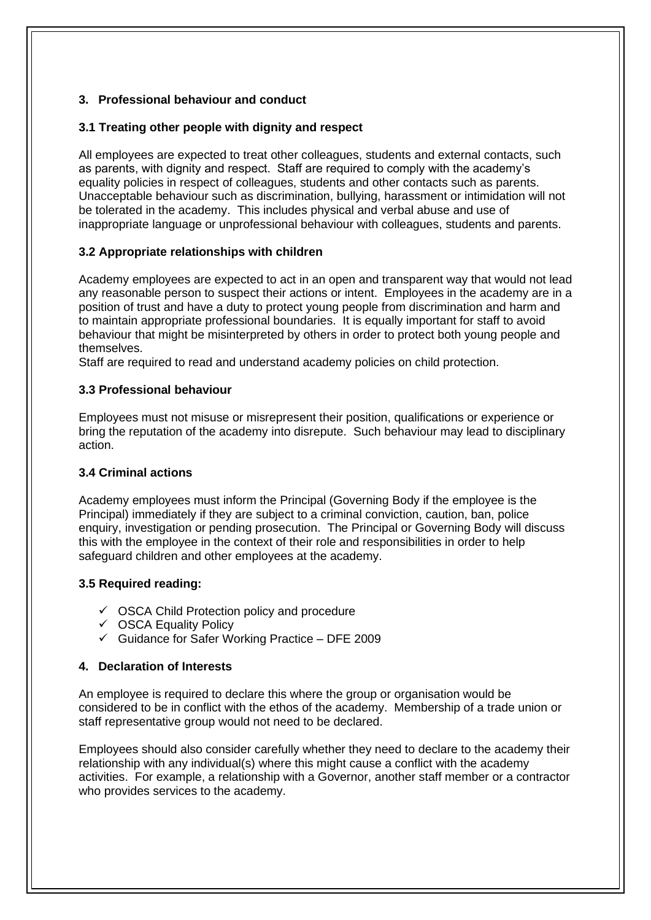## 3. Professional behaviour and conduct

### 3.1 Treating other people with dignity and respect

All employees are expected to treat other colleagues, students and external contacts, such as parents, with dignity and respect. Staff are required to comply with the academy's equality policies in respect of colleagues, students and other contacts such as parents. Unacceptable behaviour such as discrimination, bullying, harassment or intimidation will not be tolerated in the academy. This includes physical and verbal abuse and use of inappropriate language or unprofessional behaviour with colleagues, students and parents.

### 3.2 Appropriate relationships with children

Academy employees are expected to act in an open and transparent way that would not lead any reasonable person to suspect their actions or intent. Employees in the academy are in a position of trust and have a duty to protect young people from discrimination and harm and to maintain appropriate professional boundaries. It is equally important for staff to avoid behaviour that might be misinterpreted by others in order to protect both young people and themselves.
Staff are required to read and understand academy policies on child protection.

### 3.3 Professional behaviour

Employees must not misuse or misrepresent their position, qualifications or experience or bring the reputation of the academy into disrepute. Such behaviour may lead to disciplinary action.

### 3.4 Criminal actions

Academy employees must inform the Principal (Governing Body if the employee is the Principal) immediately if they are subject to a criminal conviction, caution, ban, police enquiry, investigation or pending prosecution. The Principal or Governing Body will discuss this with the employee in the context of their role and responsibilities in order to help safeguard children and other employees at the academy.

### 3.5 Required reading:

- ✓ OSCA Child Protection policy and procedure
- ✓ OSCA Equality Policy
- ✓ Guidance for Safer Working Practice – DFE 2009

## 4. Declaration of Interests

An employee is required to declare this where the group or organisation would be considered to be in conflict with the ethos of the academy. Membership of a trade union or staff representative group would not need to be declared.

Employees should also consider carefully whether they need to declare to the academy their relationship with any individual(s) where this might cause a conflict with the academy activities. For example, a relationship with a Governor, another staff member or a contractor who provides services to the academy.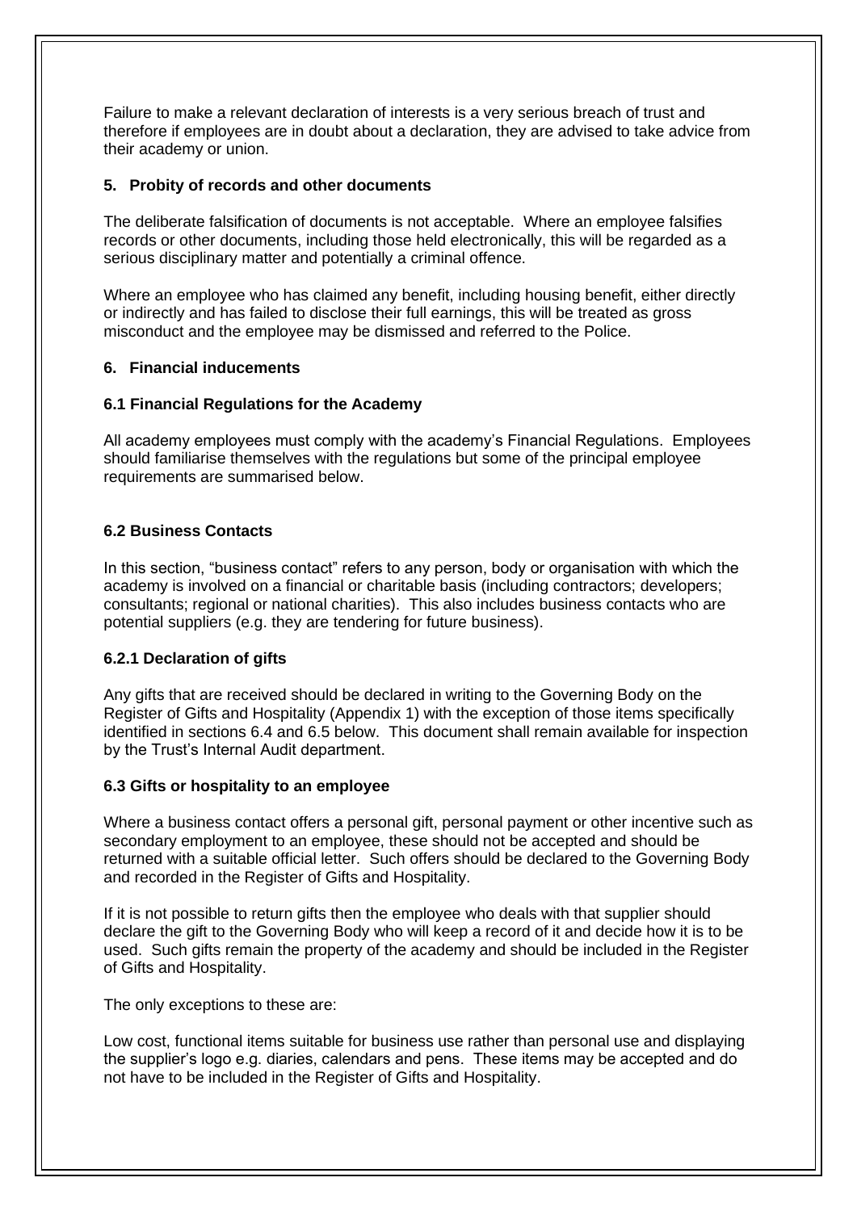Failure to make a relevant declaration of interests is a very serious breach of trust and therefore if employees are in doubt about a declaration, they are advised to take advice from their academy or union.

## 5. Probity of records and other documents

The deliberate falsification of documents is not acceptable. Where an employee falsifies records or other documents, including those held electronically, this will be regarded as a serious disciplinary matter and potentially a criminal offence.

Where an employee who has claimed any benefit, including housing benefit, either directly or indirectly and has failed to disclose their full earnings, this will be treated as gross misconduct and the employee may be dismissed and referred to the Police.

## 6. Financial inducements

### 6.1 Financial Regulations for the Academy

All academy employees must comply with the academy's Financial Regulations. Employees should familiarise themselves with the regulations but some of the principal employee requirements are summarised below.

### 6.2 Business Contacts

In this section, "business contact" refers to any person, body or organisation with which the academy is involved on a financial or charitable basis (including contractors; developers; consultants; regional or national charities). This also includes business contacts who are potential suppliers (e.g. they are tendering for future business).

#### 6.2.1 Declaration of gifts

Any gifts that are received should be declared in writing to the Governing Body on the Register of Gifts and Hospitality (Appendix 1) with the exception of those items specifically identified in sections 6.4 and 6.5 below. This document shall remain available for inspection by the Trust's Internal Audit department.

### 6.3 Gifts or hospitality to an employee

Where a business contact offers a personal gift, personal payment or other incentive such as secondary employment to an employee, these should not be accepted and should be returned with a suitable official letter. Such offers should be declared to the Governing Body and recorded in the Register of Gifts and Hospitality.

If it is not possible to return gifts then the employee who deals with that supplier should declare the gift to the Governing Body who will keep a record of it and decide how it is to be used. Such gifts remain the property of the academy and should be included in the Register of Gifts and Hospitality.

The only exceptions to these are:

Low cost, functional items suitable for business use rather than personal use and displaying the supplier's logo e.g. diaries, calendars and pens. These items may be accepted and do not have to be included in the Register of Gifts and Hospitality.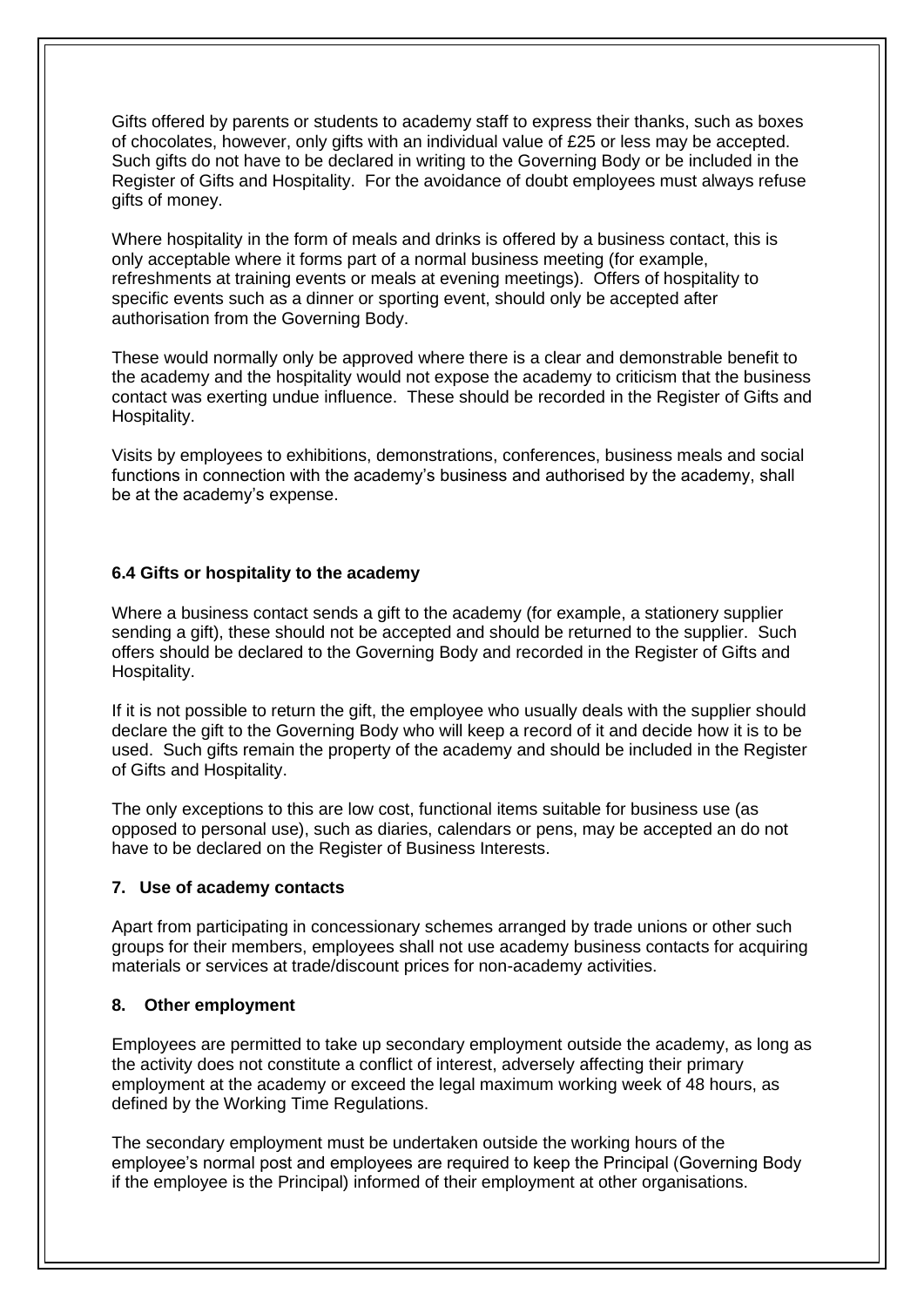Gifts offered by parents or students to academy staff to express their thanks, such as boxes of chocolates, however, only gifts with an individual value of £25 or less may be accepted. Such gifts do not have to be declared in writing to the Governing Body or be included in the Register of Gifts and Hospitality. For the avoidance of doubt employees must always refuse gifts of money.

Where hospitality in the form of meals and drinks is offered by a business contact, this is only acceptable where it forms part of a normal business meeting (for example, refreshments at training events or meals at evening meetings). Offers of hospitality to specific events such as a dinner or sporting event, should only be accepted after authorisation from the Governing Body.

These would normally only be approved where there is a clear and demonstrable benefit to the academy and the hospitality would not expose the academy to criticism that the business contact was exerting undue influence. These should be recorded in the Register of Gifts and Hospitality.

Visits by employees to exhibitions, demonstrations, conferences, business meals and social functions in connection with the academy's business and authorised by the academy, shall be at the academy's expense.

### 6.4 Gifts or hospitality to the academy

Where a business contact sends a gift to the academy (for example, a stationery supplier sending a gift), these should not be accepted and should be returned to the supplier. Such offers should be declared to the Governing Body and recorded in the Register of Gifts and Hospitality.

If it is not possible to return the gift, the employee who usually deals with the supplier should declare the gift to the Governing Body who will keep a record of it and decide how it is to be used. Such gifts remain the property of the academy and should be included in the Register of Gifts and Hospitality.

The only exceptions to this are low cost, functional items suitable for business use (as opposed to personal use), such as diaries, calendars or pens, may be accepted an do not have to be declared on the Register of Business Interests.

## 7. Use of academy contacts

Apart from participating in concessionary schemes arranged by trade unions or other such groups for their members, employees shall not use academy business contacts for acquiring materials or services at trade/discount prices for non-academy activities.

## 8. Other employment

Employees are permitted to take up secondary employment outside the academy, as long as the activity does not constitute a conflict of interest, adversely affecting their primary employment at the academy or exceed the legal maximum working week of 48 hours, as defined by the Working Time Regulations.

The secondary employment must be undertaken outside the working hours of the employee's normal post and employees are required to keep the Principal (Governing Body if the employee is the Principal) informed of their employment at other organisations.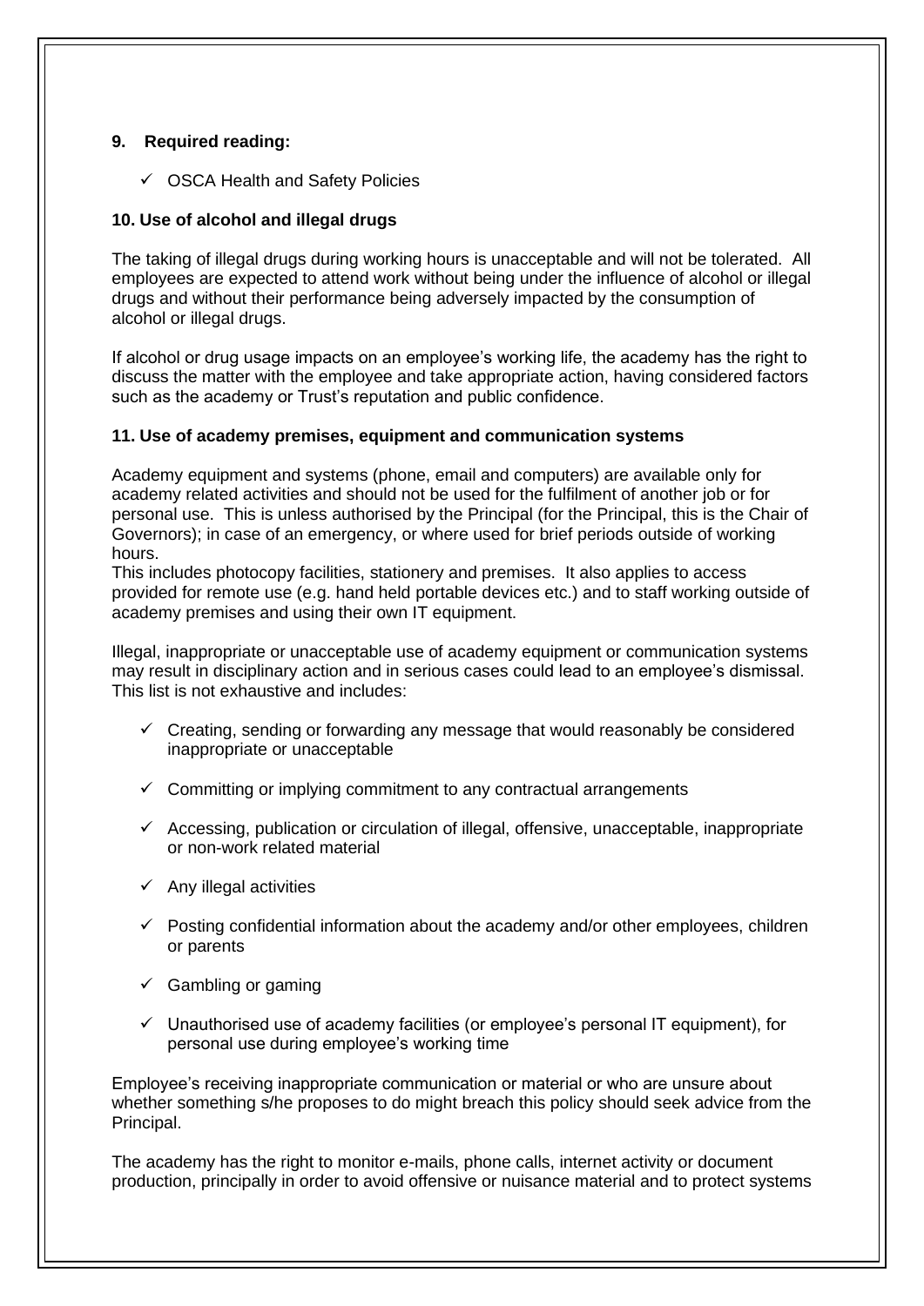**9. Required reading:**

- ✓ OSCA Health and Safety Policies

**10. Use of alcohol and illegal drugs**

The taking of illegal drugs during working hours is unacceptable and will not be tolerated. All employees are expected to attend work without being under the influence of alcohol or illegal drugs and without their performance being adversely impacted by the consumption of alcohol or illegal drugs.

If alcohol or drug usage impacts on an employee's working life, the academy has the right to discuss the matter with the employee and take appropriate action, having considered factors such as the academy or Trust's reputation and public confidence.

**11. Use of academy premises, equipment and communication systems**

Academy equipment and systems (phone, email and computers) are available only for academy related activities and should not be used for the fulfilment of another job or for personal use. This is unless authorised by the Principal (for the Principal, this is the Chair of Governors); in case of an emergency, or where used for brief periods outside of working hours.
This includes photocopy facilities, stationery and premises. It also applies to access provided for remote use (e.g. hand held portable devices etc.) and to staff working outside of academy premises and using their own IT equipment.

Illegal, inappropriate or unacceptable use of academy equipment or communication systems may result in disciplinary action and in serious cases could lead to an employee's dismissal. This list is not exhaustive and includes:

- ✓ Creating, sending or forwarding any message that would reasonably be considered inappropriate or unacceptable
- ✓ Committing or implying commitment to any contractual arrangements
- ✓ Accessing, publication or circulation of illegal, offensive, unacceptable, inappropriate or non-work related material
- ✓ Any illegal activities
- ✓ Posting confidential information about the academy and/or other employees, children or parents
- ✓ Gambling or gaming
- ✓ Unauthorised use of academy facilities (or employee's personal IT equipment), for personal use during employee's working time

Employee's receiving inappropriate communication or material or who are unsure about whether something s/he proposes to do might breach this policy should seek advice from the Principal.

The academy has the right to monitor e-mails, phone calls, internet activity or document production, principally in order to avoid offensive or nuisance material and to protect systems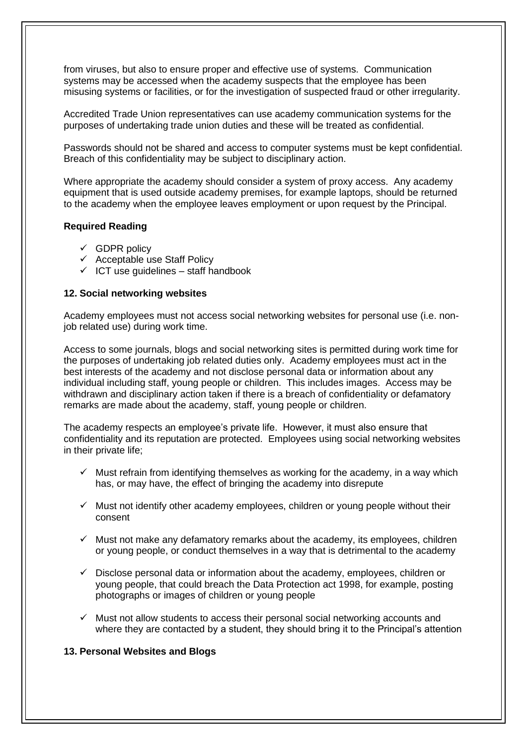from viruses, but also to ensure proper and effective use of systems. Communication systems may be accessed when the academy suspects that the employee has been misusing systems or facilities, or for the investigation of suspected fraud or other irregularity.

Accredited Trade Union representatives can use academy communication systems for the purposes of undertaking trade union duties and these will be treated as confidential.

Passwords should not be shared and access to computer systems must be kept confidential. Breach of this confidentiality may be subject to disciplinary action.

Where appropriate the academy should consider a system of proxy access. Any academy equipment that is used outside academy premises, for example laptops, should be returned to the academy when the employee leaves employment or upon request by the Principal.

**Required Reading**

- ✓ GDPR policy
- ✓ Acceptable use Staff Policy
- ✓ ICT use guidelines – staff handbook

**12. Social networking websites**

Academy employees must not access social networking websites for personal use (i.e. non-job related use) during work time.

Access to some journals, blogs and social networking sites is permitted during work time for the purposes of undertaking job related duties only. Academy employees must act in the best interests of the academy and not disclose personal data or information about any individual including staff, young people or children. This includes images. Access may be withdrawn and disciplinary action taken if there is a breach of confidentiality or defamatory remarks are made about the academy, staff, young people or children.

The academy respects an employee's private life. However, it must also ensure that confidentiality and its reputation are protected. Employees using social networking websites in their private life;

- ✓ Must refrain from identifying themselves as working for the academy, in a way which has, or may have, the effect of bringing the academy into disrepute
- ✓ Must not identify other academy employees, children or young people without their consent
- ✓ Must not make any defamatory remarks about the academy, its employees, children or young people, or conduct themselves in a way that is detrimental to the academy
- ✓ Disclose personal data or information about the academy, employees, children or young people, that could breach the Data Protection act 1998, for example, posting photographs or images of children or young people
- ✓ Must not allow students to access their personal social networking accounts and where they are contacted by a student, they should bring it to the Principal's attention

**13. Personal Websites and Blogs**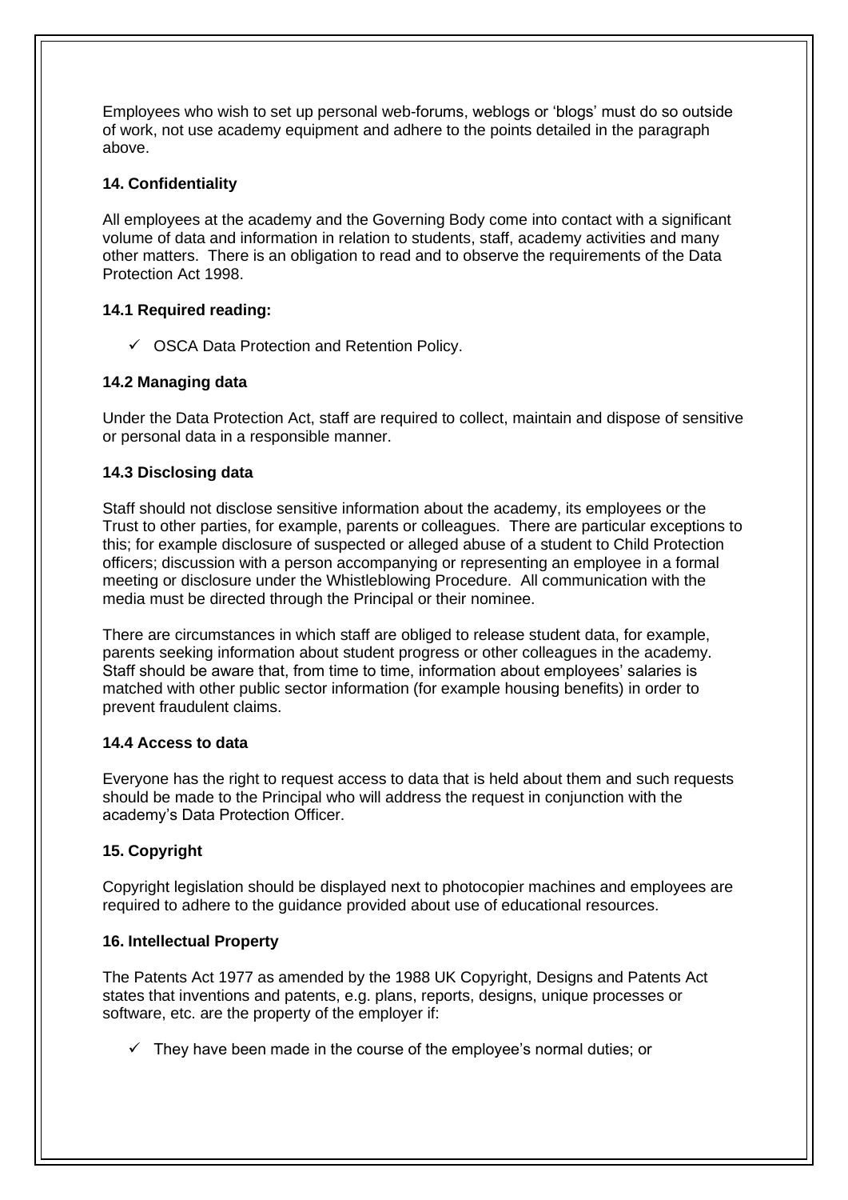Employees who wish to set up personal web-forums, weblogs or 'blogs' must do so outside of work, not use academy equipment and adhere to the points detailed in the paragraph above.

## 14. Confidentiality

All employees at the academy and the Governing Body come into contact with a significant volume of data and information in relation to students, staff, academy activities and many other matters. There is an obligation to read and to observe the requirements of the Data Protection Act 1998.

### 14.1 Required reading:

- ✓ OSCA Data Protection and Retention Policy.

### 14.2 Managing data

Under the Data Protection Act, staff are required to collect, maintain and dispose of sensitive or personal data in a responsible manner.

### 14.3 Disclosing data

Staff should not disclose sensitive information about the academy, its employees or the Trust to other parties, for example, parents or colleagues. There are particular exceptions to this; for example disclosure of suspected or alleged abuse of a student to Child Protection officers; discussion with a person accompanying or representing an employee in a formal meeting or disclosure under the Whistleblowing Procedure. All communication with the media must be directed through the Principal or their nominee.

There are circumstances in which staff are obliged to release student data, for example, parents seeking information about student progress or other colleagues in the academy. Staff should be aware that, from time to time, information about employees' salaries is matched with other public sector information (for example housing benefits) in order to prevent fraudulent claims.

### 14.4 Access to data

Everyone has the right to request access to data that is held about them and such requests should be made to the Principal who will address the request in conjunction with the academy's Data Protection Officer.

## 15. Copyright

Copyright legislation should be displayed next to photocopier machines and employees are required to adhere to the guidance provided about use of educational resources.

## 16. Intellectual Property

The Patents Act 1977 as amended by the 1988 UK Copyright, Designs and Patents Act states that inventions and patents, e.g. plans, reports, designs, unique processes or software, etc. are the property of the employer if:

- ✓ They have been made in the course of the employee's normal duties; or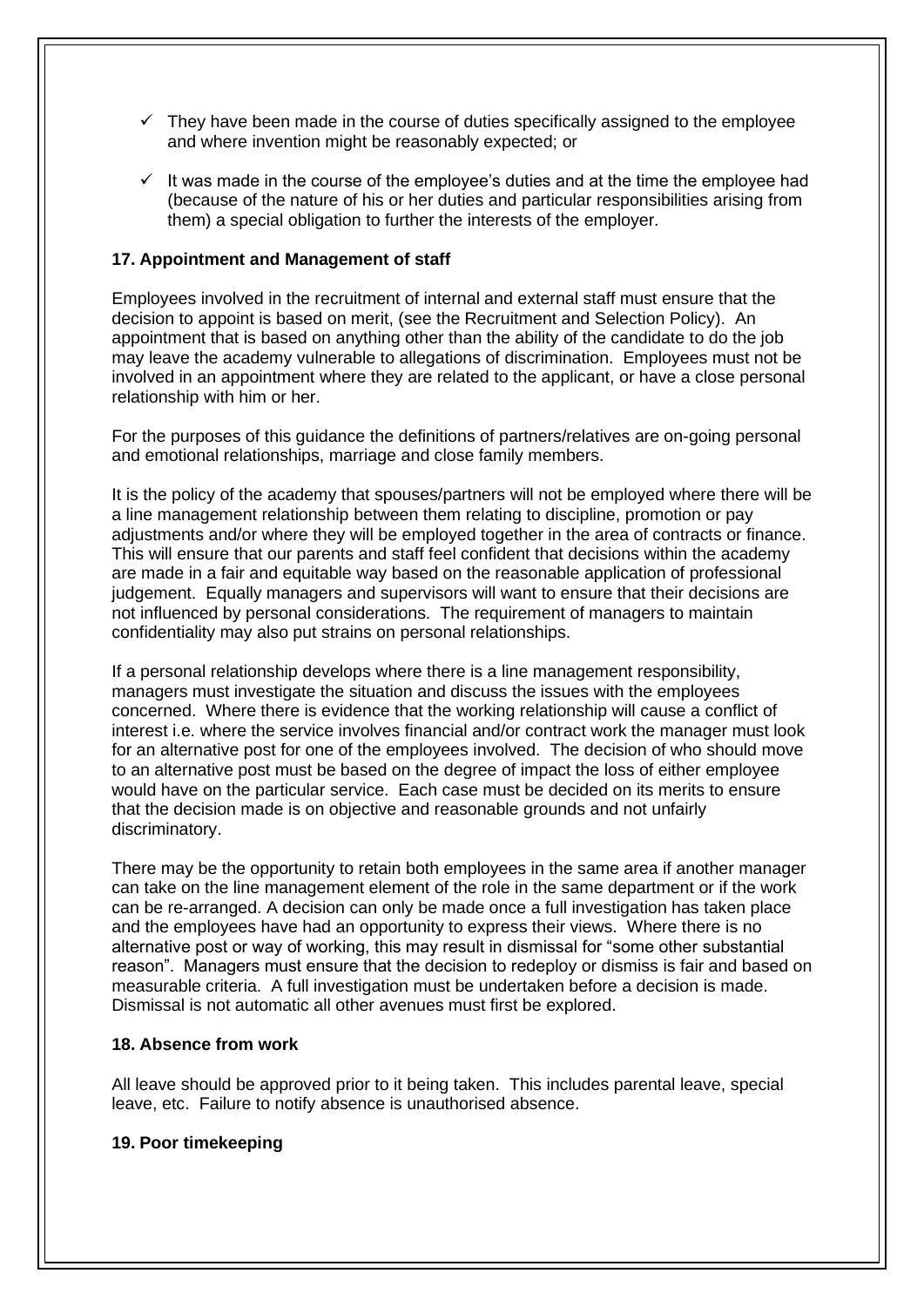- ✓ They have been made in the course of duties specifically assigned to the employee and where invention might be reasonably expected; or
- ✓ It was made in the course of the employee's duties and at the time the employee had (because of the nature of his or her duties and particular responsibilities arising from them) a special obligation to further the interests of the employer.

**17. Appointment and Management of staff**

Employees involved in the recruitment of internal and external staff must ensure that the decision to appoint is based on merit, (see the Recruitment and Selection Policy). An appointment that is based on anything other than the ability of the candidate to do the job may leave the academy vulnerable to allegations of discrimination. Employees must not be involved in an appointment where they are related to the applicant, or have a close personal relationship with him or her.

For the purposes of this guidance the definitions of partners/relatives are on-going personal and emotional relationships, marriage and close family members.

It is the policy of the academy that spouses/partners will not be employed where there will be a line management relationship between them relating to discipline, promotion or pay adjustments and/or where they will be employed together in the area of contracts or finance. This will ensure that our parents and staff feel confident that decisions within the academy are made in a fair and equitable way based on the reasonable application of professional judgement. Equally managers and supervisors will want to ensure that their decisions are not influenced by personal considerations. The requirement of managers to maintain confidentiality may also put strains on personal relationships.

If a personal relationship develops where there is a line management responsibility, managers must investigate the situation and discuss the issues with the employees concerned. Where there is evidence that the working relationship will cause a conflict of interest i.e. where the service involves financial and/or contract work the manager must look for an alternative post for one of the employees involved. The decision of who should move to an alternative post must be based on the degree of impact the loss of either employee would have on the particular service. Each case must be decided on its merits to ensure that the decision made is on objective and reasonable grounds and not unfairly discriminatory.

There may be the opportunity to retain both employees in the same area if another manager can take on the line management element of the role in the same department or if the work can be re-arranged. A decision can only be made once a full investigation has taken place and the employees have had an opportunity to express their views. Where there is no alternative post or way of working, this may result in dismissal for "some other substantial reason". Managers must ensure that the decision to redeploy or dismiss is fair and based on measurable criteria. A full investigation must be undertaken before a decision is made. Dismissal is not automatic all other avenues must first be explored.

**18. Absence from work**

All leave should be approved prior to it being taken. This includes parental leave, special leave, etc. Failure to notify absence is unauthorised absence.

**19. Poor timekeeping**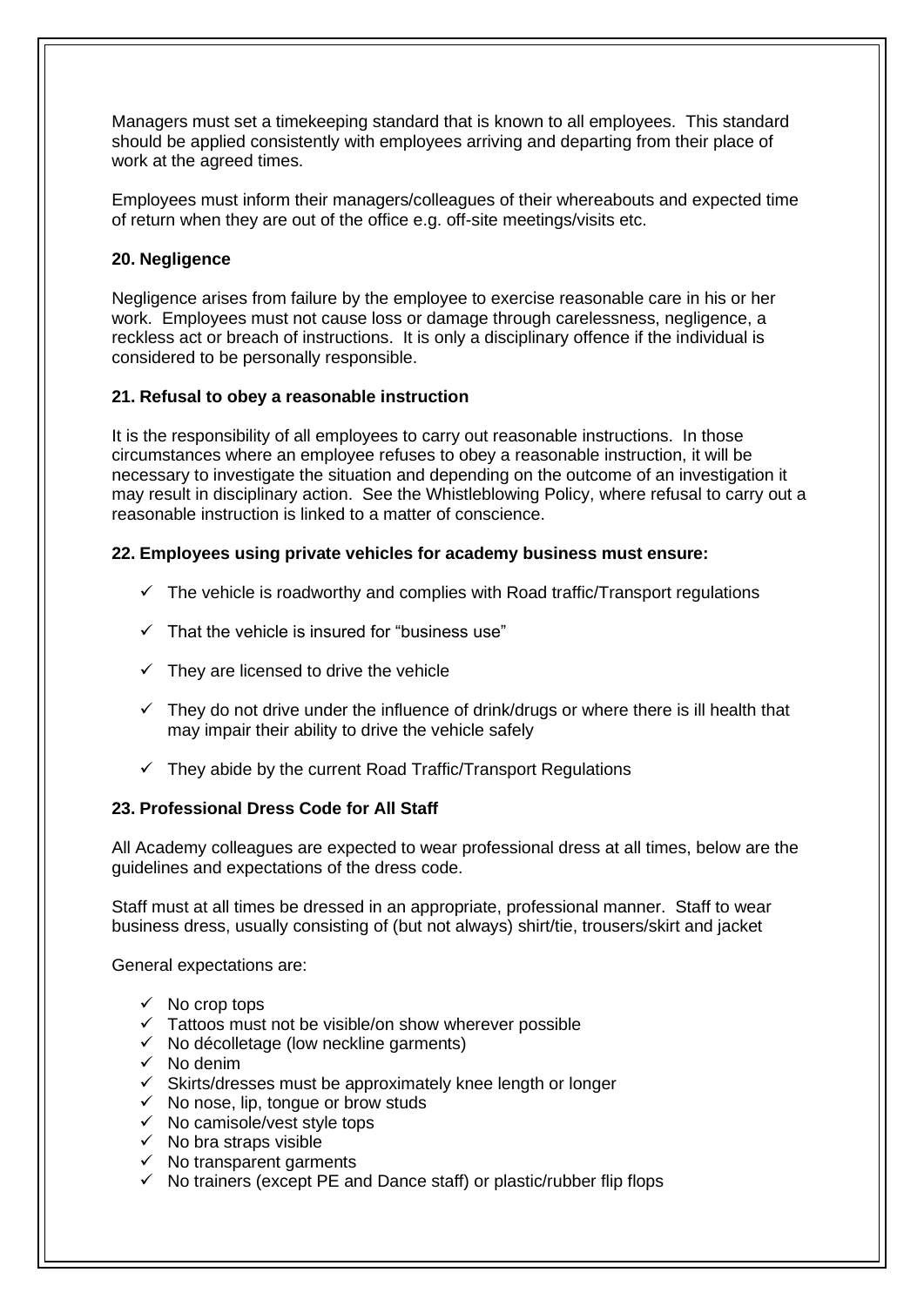Managers must set a timekeeping standard that is known to all employees. This standard should be applied consistently with employees arriving and departing from their place of work at the agreed times.

Employees must inform their managers/colleagues of their whereabouts and expected time of return when they are out of the office e.g. off-site meetings/visits etc.

### 20. Negligence

Negligence arises from failure by the employee to exercise reasonable care in his or her work. Employees must not cause loss or damage through carelessness, negligence, a reckless act or breach of instructions. It is only a disciplinary offence if the individual is considered to be personally responsible.

### 21. Refusal to obey a reasonable instruction

It is the responsibility of all employees to carry out reasonable instructions. In those circumstances where an employee refuses to obey a reasonable instruction, it will be necessary to investigate the situation and depending on the outcome of an investigation it may result in disciplinary action. See the Whistleblowing Policy, where refusal to carry out a reasonable instruction is linked to a matter of conscience.

### 22. Employees using private vehicles for academy business must ensure:

- ✓ The vehicle is roadworthy and complies with Road traffic/Transport regulations
- ✓ That the vehicle is insured for "business use"
- ✓ They are licensed to drive the vehicle
- ✓ They do not drive under the influence of drink/drugs or where there is ill health that may impair their ability to drive the vehicle safely
- ✓ They abide by the current Road Traffic/Transport Regulations

### 23. Professional Dress Code for All Staff

All Academy colleagues are expected to wear professional dress at all times, below are the guidelines and expectations of the dress code.

Staff must at all times be dressed in an appropriate, professional manner. Staff to wear business dress, usually consisting of (but not always) shirt/tie, trousers/skirt and jacket

General expectations are:

- ✓ No crop tops
- ✓ Tattoos must not be visible/on show wherever possible
- ✓ No décolletage (low neckline garments)
- ✓ No denim
- ✓ Skirts/dresses must be approximately knee length or longer
- ✓ No nose, lip, tongue or brow studs
- ✓ No camisole/vest style tops
- ✓ No bra straps visible
- ✓ No transparent garments
- ✓ No trainers (except PE and Dance staff) or plastic/rubber flip flops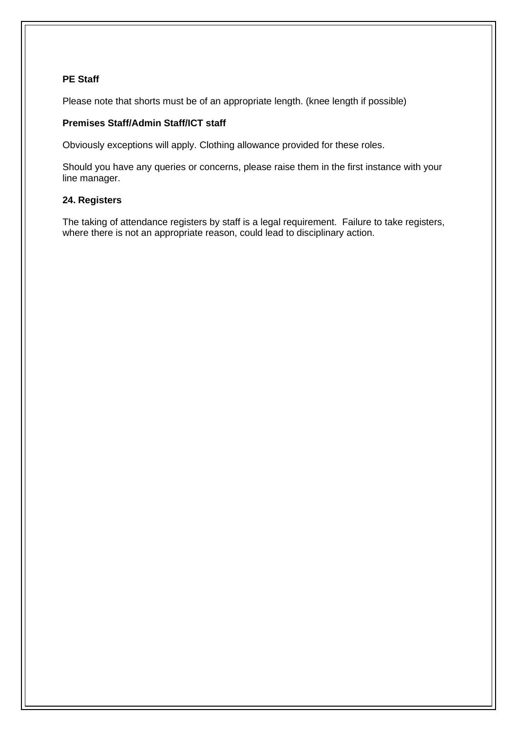**PE Staff**

Please note that shorts must be of an appropriate length. (knee length if possible)

**Premises Staff/Admin Staff/ICT staff**

Obviously exceptions will apply. Clothing allowance provided for these roles.

Should you have any queries or concerns, please raise them in the first instance with your line manager.

## 24. Registers

The taking of attendance registers by staff is a legal requirement. Failure to take registers, where there is not an appropriate reason, could lead to disciplinary action.